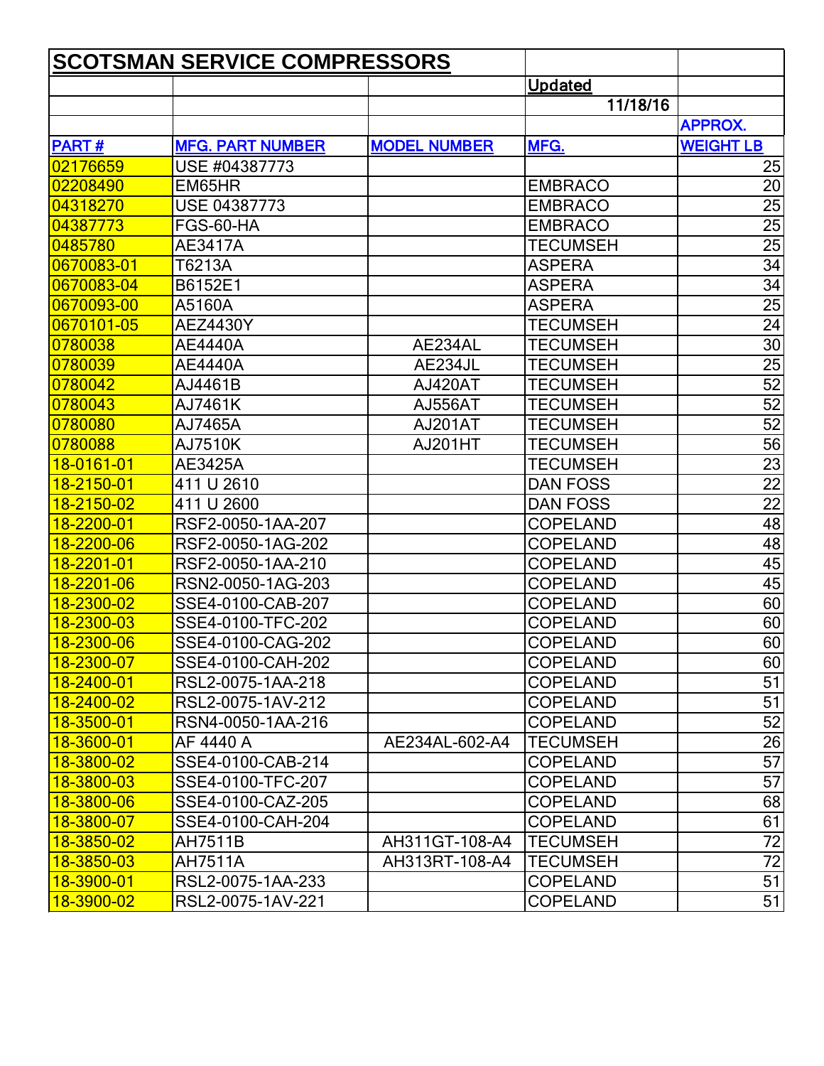# SCOTSMAN SERVICE COMPRESSORS

Updated 11/18/16

| PART # | MFG. PART NUMBER | MODEL NUMBER | MFG. | APPROX. WEIGHT LB |
|---|---|---|---|---|
| 02176659 | USE #04387773 | | | 25 |
| 02208490 | EM65HR | | EMBRACO | 20 |
| 04318270 | USE 04387773 | | EMBRACO | 25 |
| 04387773 | FGS-60-HA | | EMBRACO | 25 |
| 0485780 | AE3417A | | TECUMSEH | 25 |
| 0670083-01 | T6213A | | ASPERA | 34 |
| 0670083-04 | B6152E1 | | ASPERA | 34 |
| 0670093-00 | A5160A | | ASPERA | 25 |
| 0670101-05 | AEZ4430Y | | TECUMSEH | 24 |
| 0780038 | AE4440A | AE234AL | TECUMSEH | 30 |
| 0780039 | AE4440A | AE234JL | TECUMSEH | 25 |
| 0780042 | AJ4461B | AJ420AT | TECUMSEH | 52 |
| 0780043 | AJ7461K | AJ556AT | TECUMSEH | 52 |
| 0780080 | AJ7465A | AJ201AT | TECUMSEH | 52 |
| 0780088 | AJ7510K | AJ201HT | TECUMSEH | 56 |
| 18-0161-01 | AE3425A | | TECUMSEH | 23 |
| 18-2150-01 | 411 U 2610 | | DAN FOSS | 22 |
| 18-2150-02 | 411 U 2600 | | DAN FOSS | 22 |
| 18-2200-01 | RSF2-0050-1AA-207 | | COPELAND | 48 |
| 18-2200-06 | RSF2-0050-1AG-202 | | COPELAND | 48 |
| 18-2201-01 | RSF2-0050-1AA-210 | | COPELAND | 45 |
| 18-2201-06 | RSN2-0050-1AG-203 | | COPELAND | 45 |
| 18-2300-02 | SSE4-0100-CAB-207 | | COPELAND | 60 |
| 18-2300-03 | SSE4-0100-TFC-202 | | COPELAND | 60 |
| 18-2300-06 | SSE4-0100-CAG-202 | | COPELAND | 60 |
| 18-2300-07 | SSE4-0100-CAH-202 | | COPELAND | 60 |
| 18-2400-01 | RSL2-0075-1AA-218 | | COPELAND | 51 |
| 18-2400-02 | RSL2-0075-1AV-212 | | COPELAND | 51 |
| 18-3500-01 | RSN4-0050-1AA-216 | | COPELAND | 52 |
| 18-3600-01 | AF 4440 A | AE234AL-602-A4 | TECUMSEH | 26 |
| 18-3800-02 | SSE4-0100-CAB-214 | | COPELAND | 57 |
| 18-3800-03 | SSE4-0100-TFC-207 | | COPELAND | 57 |
| 18-3800-06 | SSE4-0100-CAZ-205 | | COPELAND | 68 |
| 18-3800-07 | SSE4-0100-CAH-204 | | COPELAND | 61 |
| 18-3850-02 | AH7511B | AH311GT-108-A4 | TECUMSEH | 72 |
| 18-3850-03 | AH7511A | AH313RT-108-A4 | TECUMSEH | 72 |
| 18-3900-01 | RSL2-0075-1AA-233 | | COPELAND | 51 |
| 18-3900-02 | RSL2-0075-1AV-221 | | COPELAND | 51 |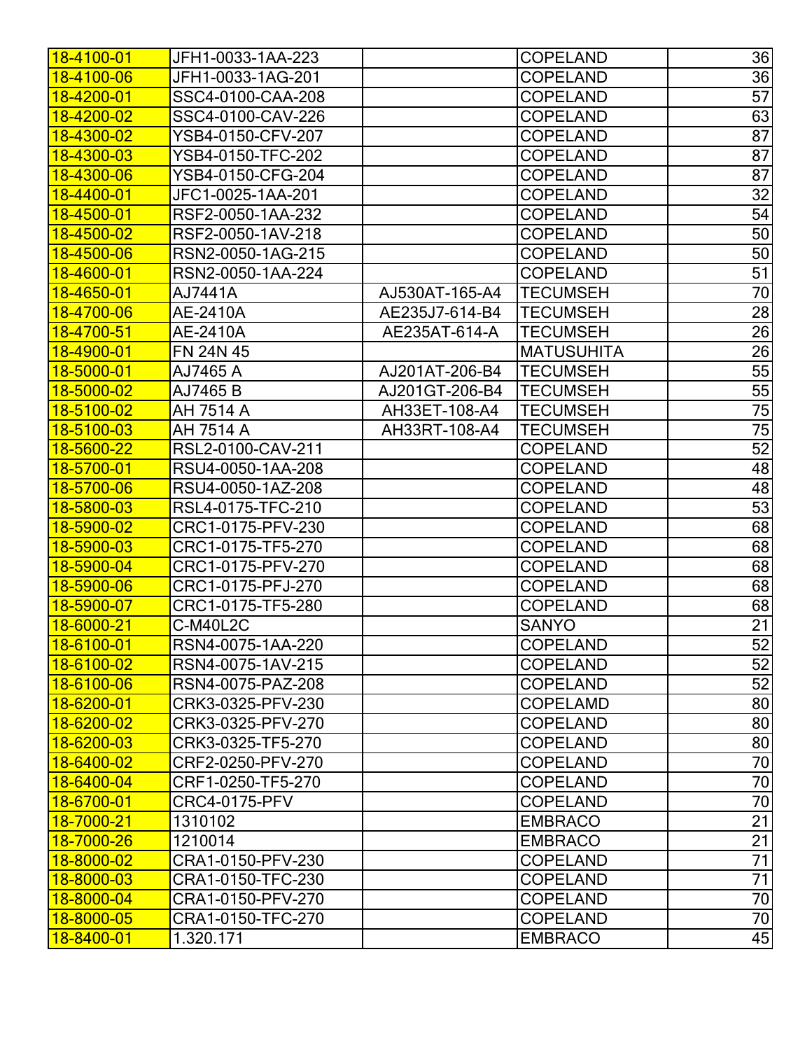| 18-4100-01 | JFH1-0033-1AA-223 | | COPELAND | 36 |
|---|---|---|---|---|
| 18-4100-06 | JFH1-0033-1AG-201 | | COPELAND | 36 |
| 18-4200-01 | SSC4-0100-CAA-208 | | COPELAND | 57 |
| 18-4200-02 | SSC4-0100-CAV-226 | | COPELAND | 63 |
| 18-4300-02 | YSB4-0150-CFV-207 | | COPELAND | 87 |
| 18-4300-03 | YSB4-0150-TFC-202 | | COPELAND | 87 |
| 18-4300-06 | YSB4-0150-CFG-204 | | COPELAND | 87 |
| 18-4400-01 | JFC1-0025-1AA-201 | | COPELAND | 32 |
| 18-4500-01 | RSF2-0050-1AA-232 | | COPELAND | 54 |
| 18-4500-02 | RSF2-0050-1AV-218 | | COPELAND | 50 |
| 18-4500-06 | RSN2-0050-1AG-215 | | COPELAND | 50 |
| 18-4600-01 | RSN2-0050-1AA-224 | | COPELAND | 51 |
| 18-4650-01 | AJ7441A | AJ530AT-165-A4 | TECUMSEH | 70 |
| 18-4700-06 | AE-2410A | AE235J7-614-B4 | TECUMSEH | 28 |
| 18-4700-51 | AE-2410A | AE235AT-614-A | TECUMSEH | 26 |
| 18-4900-01 | FN 24N 45 | | MATUSUHITA | 26 |
| 18-5000-01 | AJ7465 A | AJ201AT-206-B4 | TECUMSEH | 55 |
| 18-5000-02 | AJ7465 B | AJ201GT-206-B4 | TECUMSEH | 55 |
| 18-5100-02 | AH 7514 A | AH33ET-108-A4 | TECUMSEH | 75 |
| 18-5100-03 | AH 7514 A | AH33RT-108-A4 | TECUMSEH | 75 |
| 18-5600-22 | RSL2-0100-CAV-211 | | COPELAND | 52 |
| 18-5700-01 | RSU4-0050-1AA-208 | | COPELAND | 48 |
| 18-5700-06 | RSU4-0050-1AZ-208 | | COPELAND | 48 |
| 18-5800-03 | RSL4-0175-TFC-210 | | COPELAND | 53 |
| 18-5900-02 | CRC1-0175-PFV-230 | | COPELAND | 68 |
| 18-5900-03 | CRC1-0175-TF5-270 | | COPELAND | 68 |
| 18-5900-04 | CRC1-0175-PFV-270 | | COPELAND | 68 |
| 18-5900-06 | CRC1-0175-PFJ-270 | | COPELAND | 68 |
| 18-5900-07 | CRC1-0175-TF5-280 | | COPELAND | 68 |
| 18-6000-21 | C-M40L2C | | SANYO | 21 |
| 18-6100-01 | RSN4-0075-1AA-220 | | COPELAND | 52 |
| 18-6100-02 | RSN4-0075-1AV-215 | | COPELAND | 52 |
| 18-6100-06 | RSN4-0075-PAZ-208 | | COPELAND | 52 |
| 18-6200-01 | CRK3-0325-PFV-230 | | COPELAMD | 80 |
| 18-6200-02 | CRK3-0325-PFV-270 | | COPELAND | 80 |
| 18-6200-03 | CRK3-0325-TF5-270 | | COPELAND | 80 |
| 18-6400-02 | CRF2-0250-PFV-270 | | COPELAND | 70 |
| 18-6400-04 | CRF1-0250-TF5-270 | | COPELAND | 70 |
| 18-6700-01 | CRC4-0175-PFV | | COPELAND | 70 |
| 18-7000-21 | 1310102 | | EMBRACO | 21 |
| 18-7000-26 | 1210014 | | EMBRACO | 21 |
| 18-8000-02 | CRA1-0150-PFV-230 | | COPELAND | 71 |
| 18-8000-03 | CRA1-0150-TFC-230 | | COPELAND | 71 |
| 18-8000-04 | CRA1-0150-PFV-270 | | COPELAND | 70 |
| 18-8000-05 | CRA1-0150-TFC-270 | | COPELAND | 70 |
| 18-8400-01 | 1.320.171 | | EMBRACO | 45 |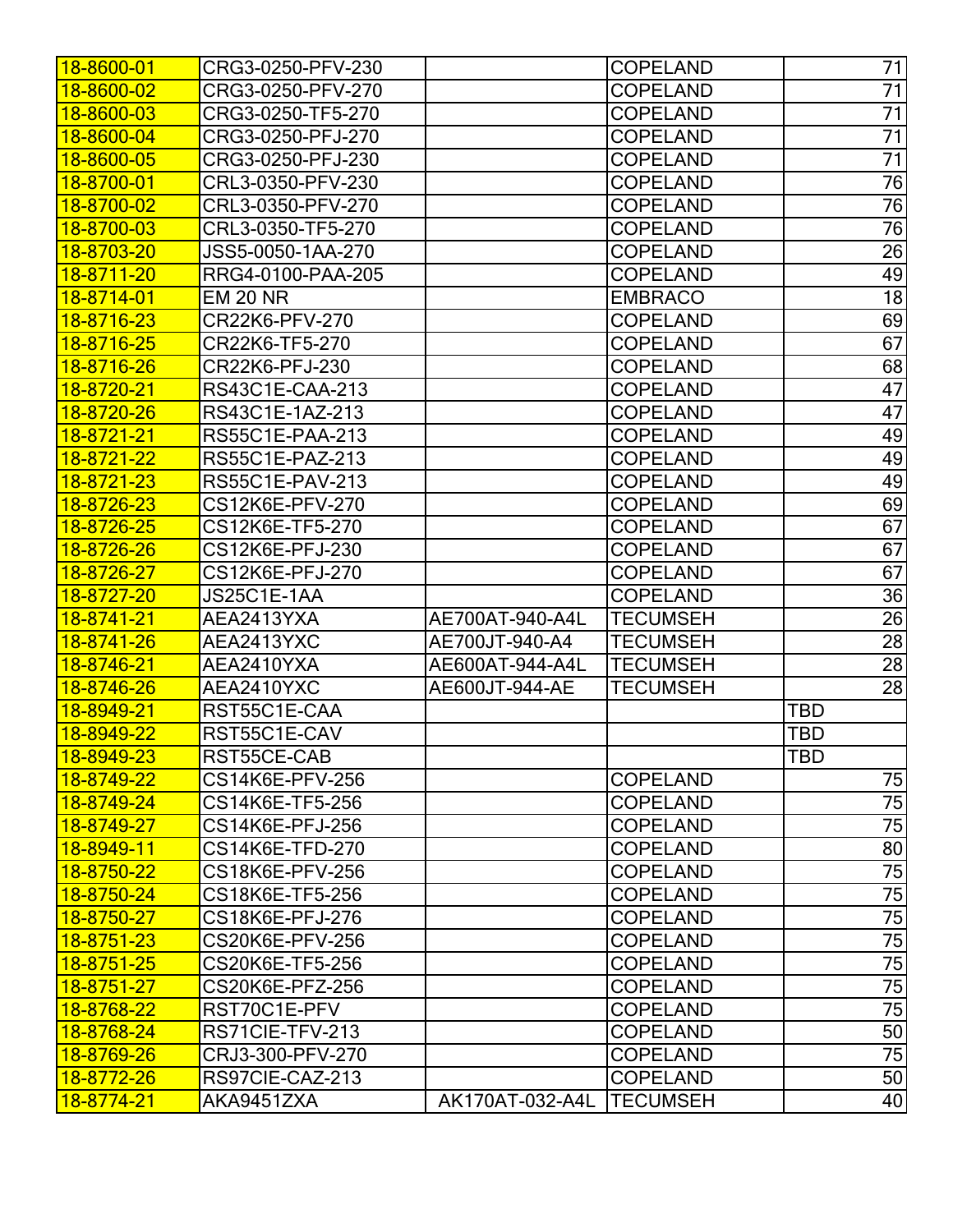| | | | | |
|---|---|---|---|---|
| 18-8600-01 | CRG3-0250-PFV-230 | | COPELAND | 71 |
| 18-8600-02 | CRG3-0250-PFV-270 | | COPELAND | 71 |
| 18-8600-03 | CRG3-0250-TF5-270 | | COPELAND | 71 |
| 18-8600-04 | CRG3-0250-PFJ-270 | | COPELAND | 71 |
| 18-8600-05 | CRG3-0250-PFJ-230 | | COPELAND | 71 |
| 18-8700-01 | CRL3-0350-PFV-230 | | COPELAND | 76 |
| 18-8700-02 | CRL3-0350-PFV-270 | | COPELAND | 76 |
| 18-8700-03 | CRL3-0350-TF5-270 | | COPELAND | 76 |
| 18-8703-20 | JSS5-0050-1AA-270 | | COPELAND | 26 |
| 18-8711-20 | RRG4-0100-PAA-205 | | COPELAND | 49 |
| 18-8714-01 | EM 20 NR | | EMBRACO | 18 |
| 18-8716-23 | CR22K6-PFV-270 | | COPELAND | 69 |
| 18-8716-25 | CR22K6-TF5-270 | | COPELAND | 67 |
| 18-8716-26 | CR22K6-PFJ-230 | | COPELAND | 68 |
| 18-8720-21 | RS43C1E-CAA-213 | | COPELAND | 47 |
| 18-8720-26 | RS43C1E-1AZ-213 | | COPELAND | 47 |
| 18-8721-21 | RS55C1E-PAA-213 | | COPELAND | 49 |
| 18-8721-22 | RS55C1E-PAZ-213 | | COPELAND | 49 |
| 18-8721-23 | RS55C1E-PAV-213 | | COPELAND | 49 |
| 18-8726-23 | CS12K6E-PFV-270 | | COPELAND | 69 |
| 18-8726-25 | CS12K6E-TF5-270 | | COPELAND | 67 |
| 18-8726-26 | CS12K6E-PFJ-230 | | COPELAND | 67 |
| 18-8726-27 | CS12K6E-PFJ-270 | | COPELAND | 67 |
| 18-8727-20 | JS25C1E-1AA | | COPELAND | 36 |
| 18-8741-21 | AEA2413YXA | AE700AT-940-A4L | TECUMSEH | 26 |
| 18-8741-26 | AEA2413YXC | AE700JT-940-A4 | TECUMSEH | 28 |
| 18-8746-21 | AEA2410YXA | AE600AT-944-A4L | TECUMSEH | 28 |
| 18-8746-26 | AEA2410YXC | AE600JT-944-AE | TECUMSEH | 28 |
| 18-8949-21 | RST55C1E-CAA | | | TBD |
| 18-8949-22 | RST55C1E-CAV | | | TBD |
| 18-8949-23 | RST55CE-CAB | | | TBD |
| 18-8749-22 | CS14K6E-PFV-256 | | COPELAND | 75 |
| 18-8749-24 | CS14K6E-TF5-256 | | COPELAND | 75 |
| 18-8749-27 | CS14K6E-PFJ-256 | | COPELAND | 75 |
| 18-8949-11 | CS14K6E-TFD-270 | | COPELAND | 80 |
| 18-8750-22 | CS18K6E-PFV-256 | | COPELAND | 75 |
| 18-8750-24 | CS18K6E-TF5-256 | | COPELAND | 75 |
| 18-8750-27 | CS18K6E-PFJ-276 | | COPELAND | 75 |
| 18-8751-23 | CS20K6E-PFV-256 | | COPELAND | 75 |
| 18-8751-25 | CS20K6E-TF5-256 | | COPELAND | 75 |
| 18-8751-27 | CS20K6E-PFZ-256 | | COPELAND | 75 |
| 18-8768-22 | RST70C1E-PFV | | COPELAND | 75 |
| 18-8768-24 | RS71CIE-TFV-213 | | COPELAND | 50 |
| 18-8769-26 | CRJ3-300-PFV-270 | | COPELAND | 75 |
| 18-8772-26 | RS97CIE-CAZ-213 | | COPELAND | 50 |
| 18-8774-21 | AKA9451ZXA | AK170AT-032-A4L | TECUMSEH | 40 |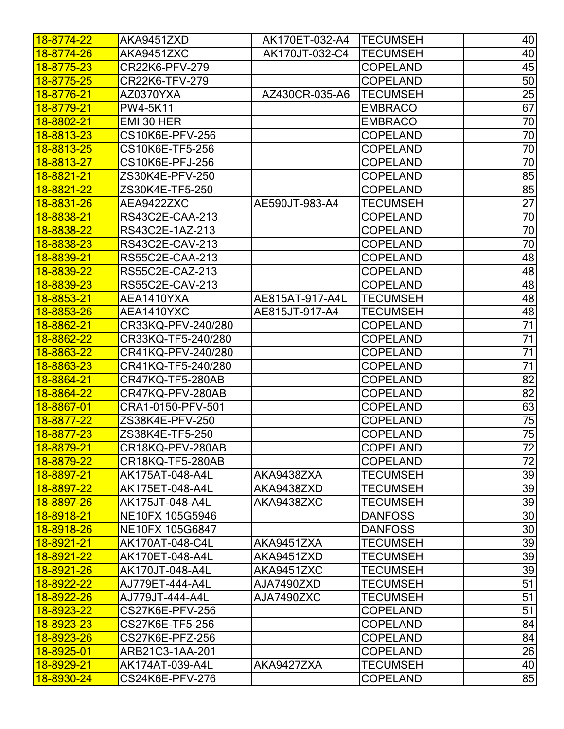| | | | | |
|---|---|---|---|---|
| 18-8774-22 | AKA9451ZXD | AK170ET-032-A4 | TECUMSEH | 40 |
| 18-8774-26 | AKA9451ZXC | AK170JT-032-C4 | TECUMSEH | 40 |
| 18-8775-23 | CR22K6-PFV-279 | | COPELAND | 45 |
| 18-8775-25 | CR22K6-TFV-279 | | COPELAND | 50 |
| 18-8776-21 | AZ0370YXA | AZ430CR-035-A6 | TECUMSEH | 25 |
| 18-8779-21 | PW4-5K11 | | EMBRACO | 67 |
| 18-8802-21 | EMI 30 HER | | EMBRACO | 70 |
| 18-8813-23 | CS10K6E-PFV-256 | | COPELAND | 70 |
| 18-8813-25 | CS10K6E-TF5-256 | | COPELAND | 70 |
| 18-8813-27 | CS10K6E-PFJ-256 | | COPELAND | 70 |
| 18-8821-21 | ZS30K4E-PFV-250 | | COPELAND | 85 |
| 18-8821-22 | ZS30K4E-TF5-250 | | COPELAND | 85 |
| 18-8831-26 | AEA9422ZXC | AE590JT-983-A4 | TECUMSEH | 27 |
| 18-8838-21 | RS43C2E-CAA-213 | | COPELAND | 70 |
| 18-8838-22 | RS43C2E-1AZ-213 | | COPELAND | 70 |
| 18-8838-23 | RS43C2E-CAV-213 | | COPELAND | 70 |
| 18-8839-21 | RS55C2E-CAA-213 | | COPELAND | 48 |
| 18-8839-22 | RS55C2E-CAZ-213 | | COPELAND | 48 |
| 18-8839-23 | RS55C2E-CAV-213 | | COPELAND | 48 |
| 18-8853-21 | AEA1410YXA | AE815AT-917-A4L | TECUMSEH | 48 |
| 18-8853-26 | AEA1410YXC | AE815JT-917-A4 | TECUMSEH | 48 |
| 18-8862-21 | CR33KQ-PFV-240/280 | | COPELAND | 71 |
| 18-8862-22 | CR33KQ-TF5-240/280 | | COPELAND | 71 |
| 18-8863-22 | CR41KQ-PFV-240/280 | | COPELAND | 71 |
| 18-8863-23 | CR41KQ-TF5-240/280 | | COPELAND | 71 |
| 18-8864-21 | CR47KQ-TF5-280AB | | COPELAND | 82 |
| 18-8864-22 | CR47KQ-PFV-280AB | | COPELAND | 82 |
| 18-8867-01 | CRA1-0150-PFV-501 | | COPELAND | 63 |
| 18-8877-22 | ZS38K4E-PFV-250 | | COPELAND | 75 |
| 18-8877-23 | ZS38K4E-TF5-250 | | COPELAND | 75 |
| 18-8879-21 | CR18KQ-PFV-280AB | | COPELAND | 72 |
| 18-8879-22 | CR18KQ-TF5-280AB | | COPELAND | 72 |
| 18-8897-21 | AK175AT-048-A4L | AKA9438ZXA | TECUMSEH | 39 |
| 18-8897-22 | AK175ET-048-A4L | AKA9438ZXD | TECUMSEH | 39 |
| 18-8897-26 | AK175JT-048-A4L | AKA9438ZXC | TECUMSEH | 39 |
| 18-8918-21 | NE10FX 105G5946 | | DANFOSS | 30 |
| 18-8918-26 | NE10FX 105G6847 | | DANFOSS | 30 |
| 18-8921-21 | AK170AT-048-C4L | AKA9451ZXA | TECUMSEH | 39 |
| 18-8921-22 | AK170ET-048-A4L | AKA9451ZXD | TECUMSEH | 39 |
| 18-8921-26 | AK170JT-048-A4L | AKA9451ZXC | TECUMSEH | 39 |
| 18-8922-22 | AJ779ET-444-A4L | AJA7490ZXD | TECUMSEH | 51 |
| 18-8922-26 | AJ779JT-444-A4L | AJA7490ZXC | TECUMSEH | 51 |
| 18-8923-22 | CS27K6E-PFV-256 | | COPELAND | 51 |
| 18-8923-23 | CS27K6E-TF5-256 | | COPELAND | 84 |
| 18-8923-26 | CS27K6E-PFZ-256 | | COPELAND | 84 |
| 18-8925-01 | ARB21C3-1AA-201 | | COPELAND | 26 |
| 18-8929-21 | AK174AT-039-A4L | AKA9427ZXA | TECUMSEH | 40 |
| 18-8930-24 | CS24K6E-PFV-276 | | COPELAND | 85 |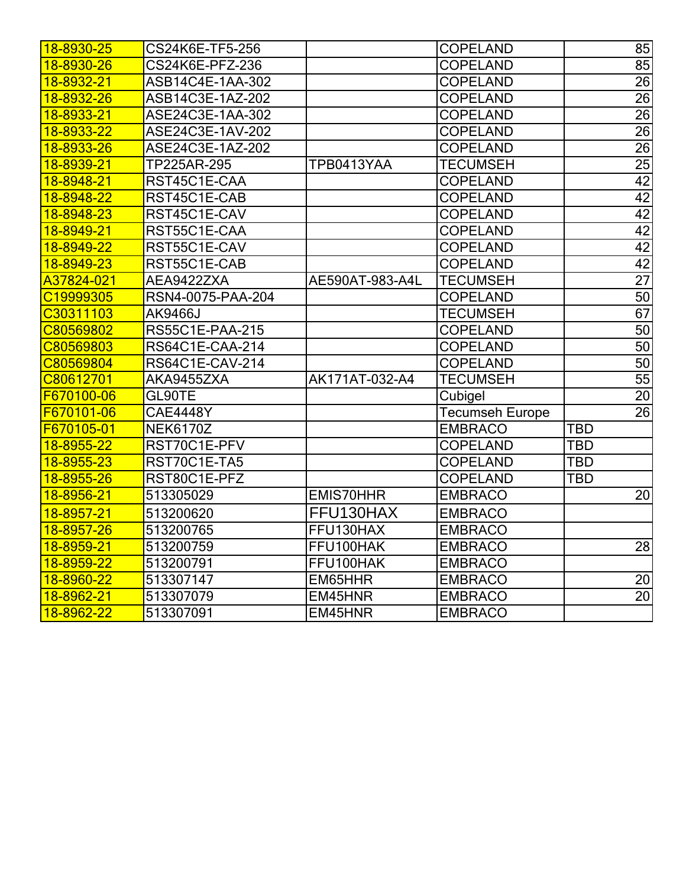| | | | | |
|---|---|---|---|---|
| 18-8930-25 | CS24K6E-TF5-256 | | COPELAND | 85 |
| 18-8930-26 | CS24K6E-PFZ-236 | | COPELAND | 85 |
| 18-8932-21 | ASB14C4E-1AA-302 | | COPELAND | 26 |
| 18-8932-26 | ASB14C3E-1AZ-202 | | COPELAND | 26 |
| 18-8933-21 | ASE24C3E-1AA-302 | | COPELAND | 26 |
| 18-8933-22 | ASE24C3E-1AV-202 | | COPELAND | 26 |
| 18-8933-26 | ASE24C3E-1AZ-202 | | COPELAND | 26 |
| 18-8939-21 | TP225AR-295 | TPB0413YAA | TECUMSEH | 25 |
| 18-8948-21 | RST45C1E-CAA | | COPELAND | 42 |
| 18-8948-22 | RST45C1E-CAB | | COPELAND | 42 |
| 18-8948-23 | RST45C1E-CAV | | COPELAND | 42 |
| 18-8949-21 | RST55C1E-CAA | | COPELAND | 42 |
| 18-8949-22 | RST55C1E-CAV | | COPELAND | 42 |
| 18-8949-23 | RST55C1E-CAB | | COPELAND | 42 |
| A37824-021 | AEA9422ZXA | AE590AT-983-A4L | TECUMSEH | 27 |
| C19999305 | RSN4-0075-PAA-204 | | COPELAND | 50 |
| C30311103 | AK9466J | | TECUMSEH | 67 |
| C80569802 | RS55C1E-PAA-215 | | COPELAND | 50 |
| C80569803 | RS64C1E-CAA-214 | | COPELAND | 50 |
| C80569804 | RS64C1E-CAV-214 | | COPELAND | 50 |
| C80612701 | AKA9455ZXA | AK171AT-032-A4 | TECUMSEH | 55 |
| F670100-06 | GL90TE | | Cubigel | 20 |
| F670101-06 | CAE4448Y | | Tecumseh Europe | 26 |
| F670105-01 | NEK6170Z | | EMBRACO | TBD |
| 18-8955-22 | RST70C1E-PFV | | COPELAND | TBD |
| 18-8955-23 | RST70C1E-TA5 | | COPELAND | TBD |
| 18-8955-26 | RST80C1E-PFZ | | COPELAND | TBD |
| 18-8956-21 | 513305029 | EMIS70HHR | EMBRACO | 20 |
| 18-8957-21 | 513200620 | FFU130HAX | EMBRACO | |
| 18-8957-26 | 513200765 | FFU130HAX | EMBRACO | |
| 18-8959-21 | 513200759 | FFU100HAK | EMBRACO | 28 |
| 18-8959-22 | 513200791 | FFU100HAK | EMBRACO | |
| 18-8960-22 | 513307147 | EM65HHR | EMBRACO | 20 |
| 18-8962-21 | 513307079 | EM45HNR | EMBRACO | 20 |
| 18-8962-22 | 513307091 | EM45HNR | EMBRACO | |